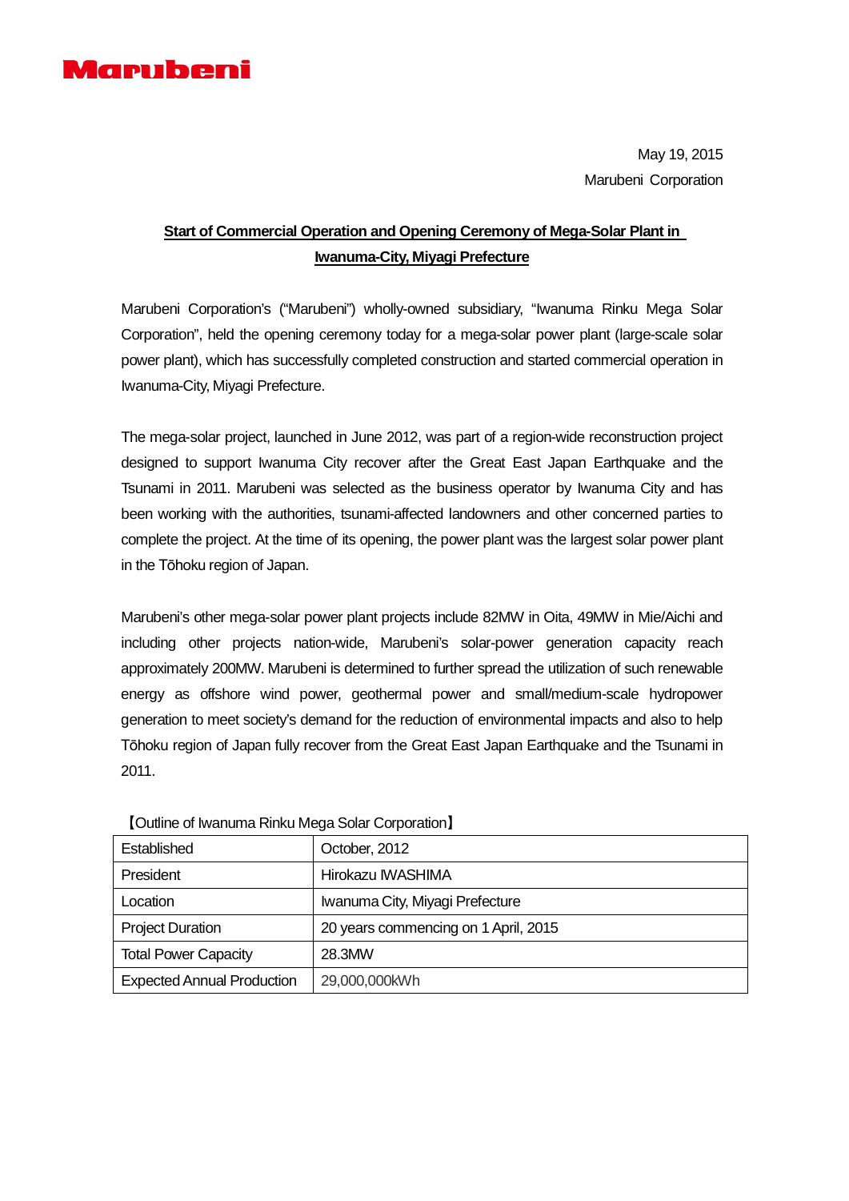# Marubeni

May 19, 2015

Marubeni Corporation

## Start of Commercial Operation and Opening Ceremony of Mega-Solar Plant in Iwanuma-City, Miyagi Prefecture

Marubeni Corporation's ("Marubeni") wholly-owned subsidiary, "Iwanuma Rinku Mega Solar Corporation", held the opening ceremony today for a mega-solar power plant (large-scale solar power plant), which has successfully completed construction and started commercial operation in Iwanuma-City, Miyagi Prefecture.

The mega-solar project, launched in June 2012, was part of a region-wide reconstruction project designed to support Iwanuma City recover after the Great East Japan Earthquake and the Tsunami in 2011. Marubeni was selected as the business operator by Iwanuma City and has been working with the authorities, tsunami-affected landowners and other concerned parties to complete the project. At the time of its opening, the power plant was the largest solar power plant in the Tōhoku region of Japan.

Marubeni's other mega-solar power plant projects include 82MW in Oita, 49MW in Mie/Aichi and including other projects nation-wide, Marubeni's solar-power generation capacity reach approximately 200MW. Marubeni is determined to further spread the utilization of such renewable energy as offshore wind power, geothermal power and small/medium-scale hydropower generation to meet society's demand for the reduction of environmental impacts and also to help Tōhoku region of Japan fully recover from the Great East Japan Earthquake and the Tsunami in 2011.

【Outline of Iwanuma Rinku Mega Solar Corporation】

| | |
|---|---|
| Established | October, 2012 |
| President | Hirokazu IWASHIMA |
| Location | Iwanuma City, Miyagi Prefecture |
| Project Duration | 20 years commencing on 1 April, 2015 |
| Total Power Capacity | 28.3MW |
| Expected Annual Production | 29,000,000kWh |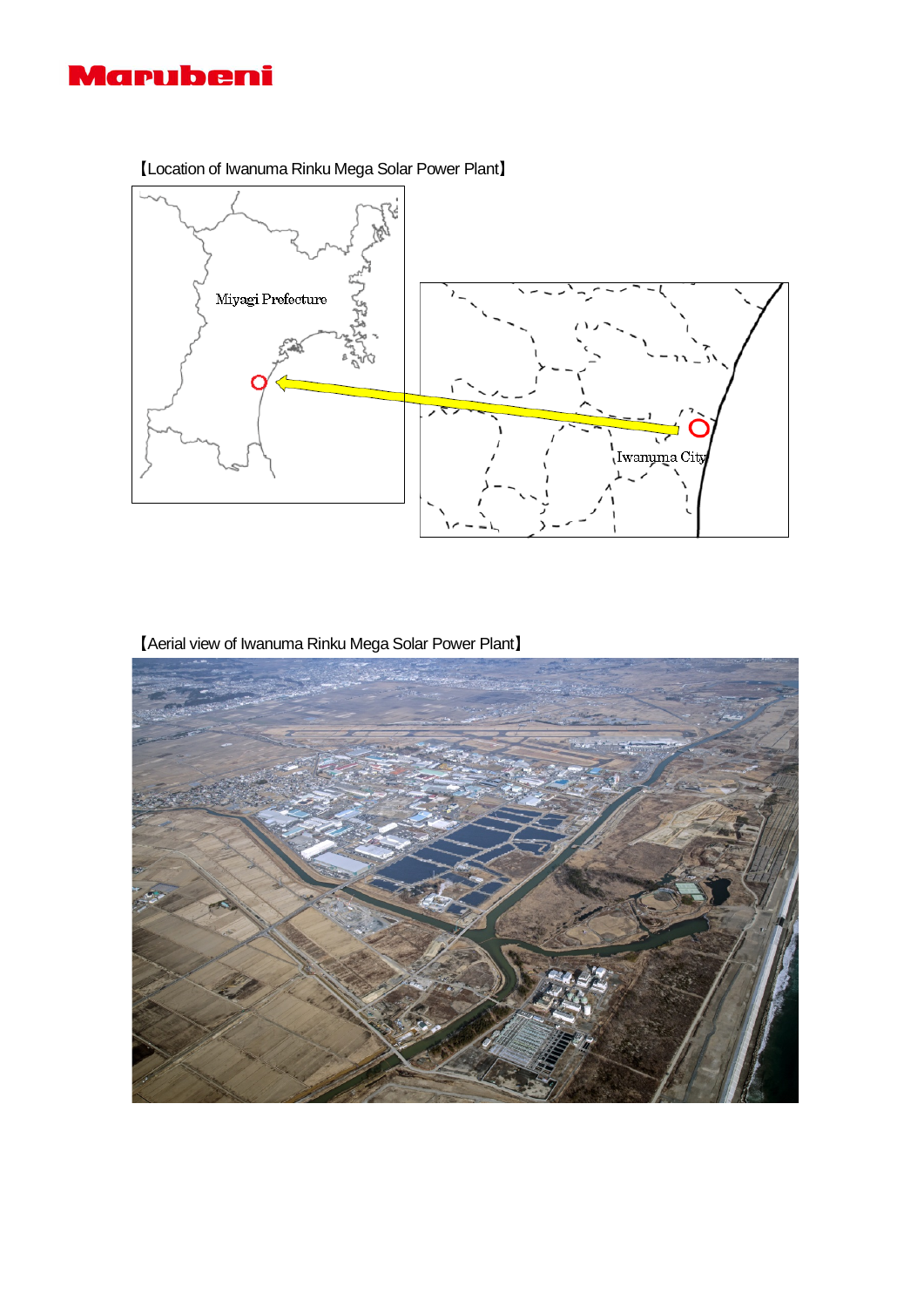【Location of Iwanuma Rinku Mega Solar Power Plant】

Miyagi Prefecture

Iwanuma City

【Aerial view of Iwanuma Rinku Mega Solar Power Plant】